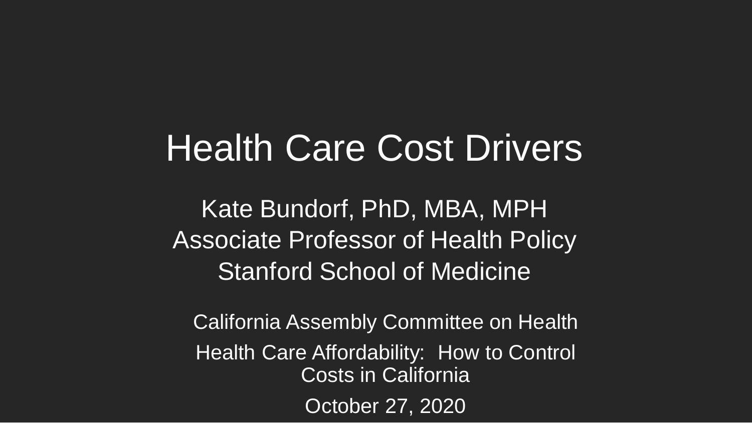# Health Care Cost Drivers

Kate Bundorf, PhD, MBA, MPH
Associate Professor of Health Policy
Stanford School of Medicine

California Assembly Committee on Health

Health Care Affordability: How to Control Costs in California

October 27, 2020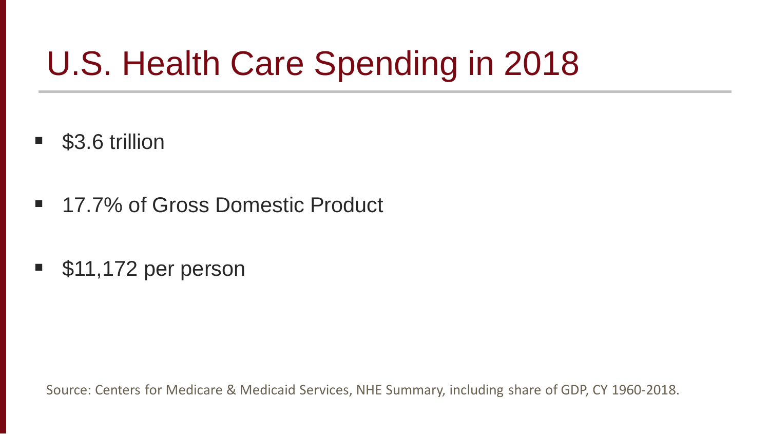# U.S. Health Care Spending in 2018

- $3.6 trillion
- 17.7% of Gross Domestic Product
- $11,172 per person

Source: Centers for Medicare & Medicaid Services, NHE Summary, including share of GDP, CY 1960-2018.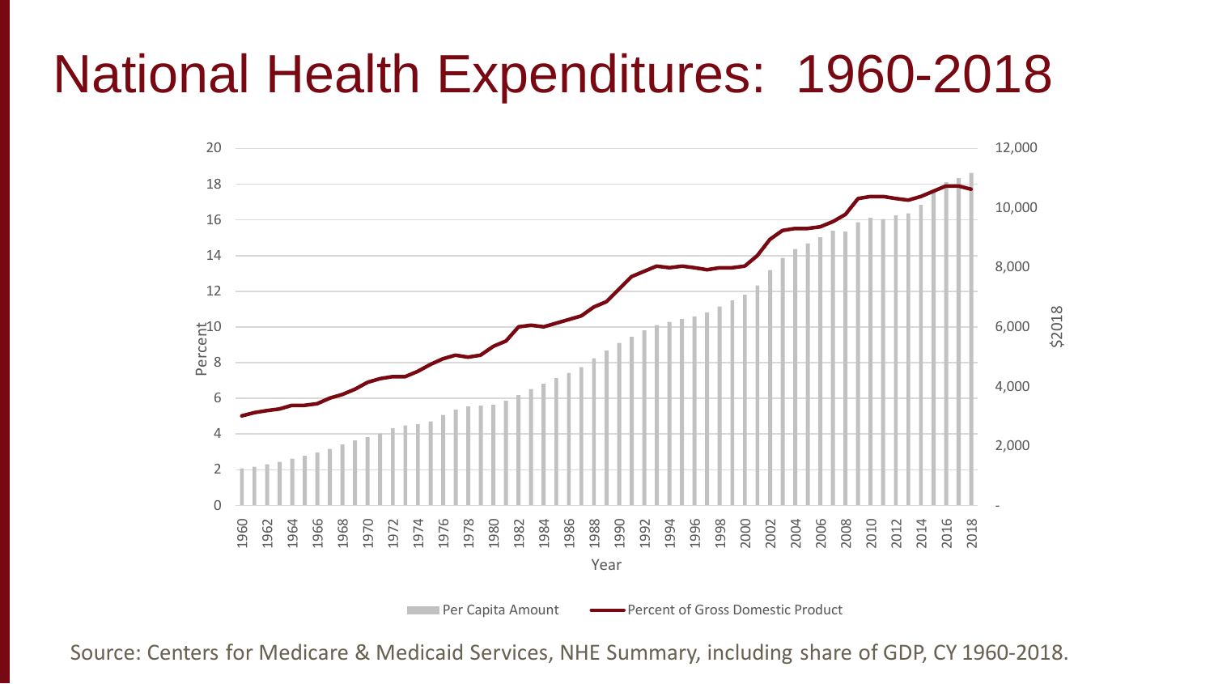# National Health Expenditures: 1960-2018

Source: Centers for Medicare & Medicaid Services, NHE Summary, including share of GDP, CY 1960-2018.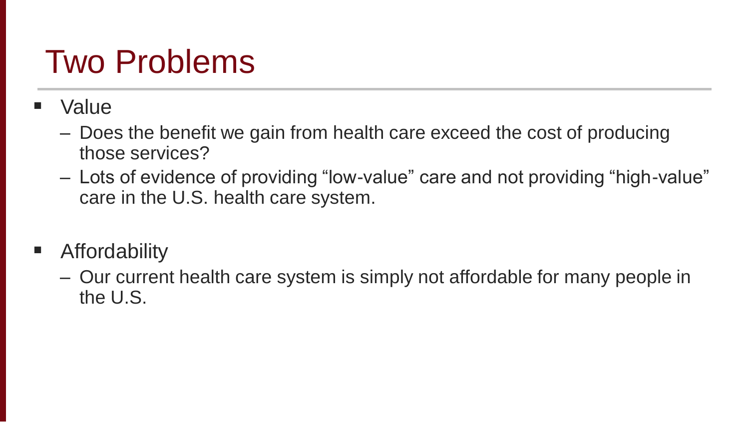# Two Problems

- Value
  - Does the benefit we gain from health care exceed the cost of producing those services?
  - Lots of evidence of providing “low-value” care and not providing “high-value” care in the U.S. health care system.

- Affordability
  - Our current health care system is simply not affordable for many people in the U.S.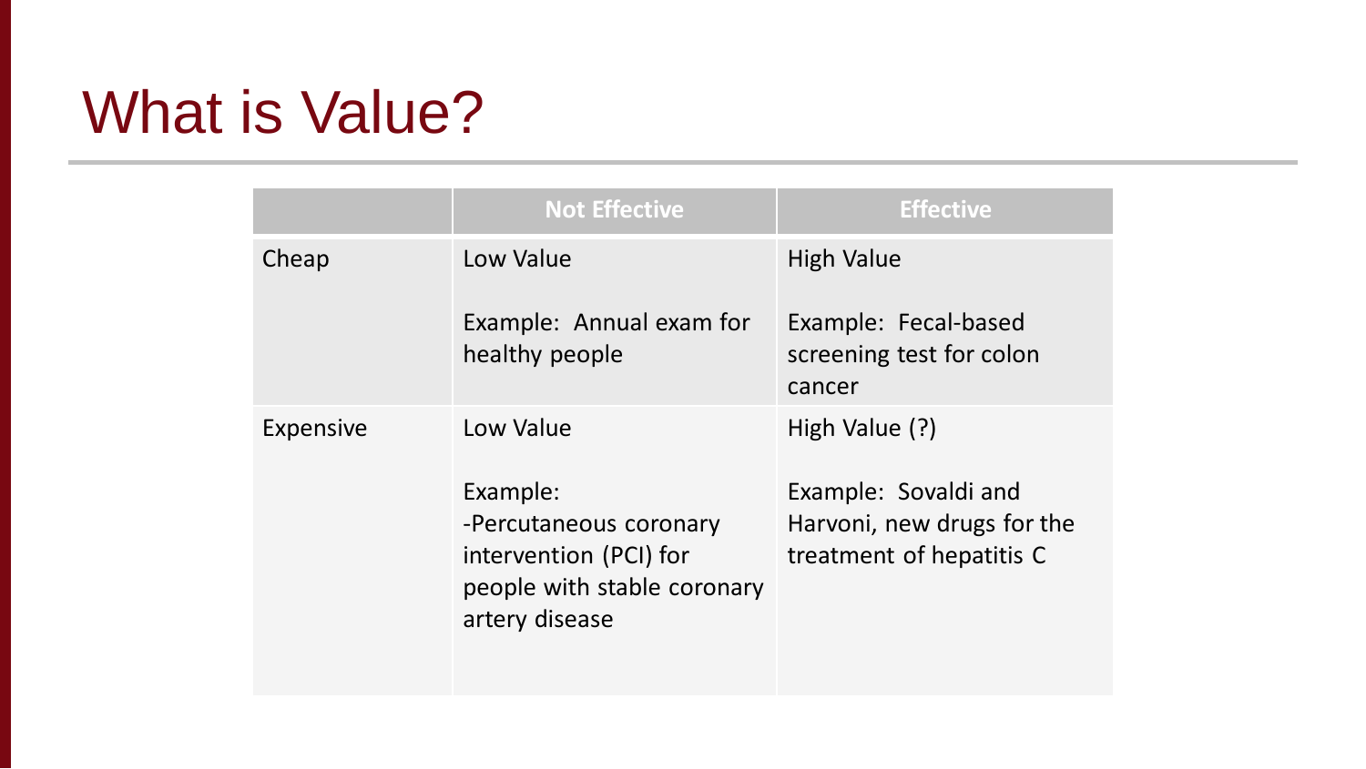# What is Value?

| | Not Effective | Effective |
|---|---|---|
| Cheap | Low Value<br><br>Example: Annual exam for healthy people | High Value<br><br>Example: Fecal-based screening test for colon cancer |
| Expensive | Low Value<br><br>Example:<br>-Percutaneous coronary intervention (PCI) for people with stable coronary artery disease | High Value (?)<br><br>Example: Sovaldi and Harvoni, new drugs for the treatment of hepatitis C |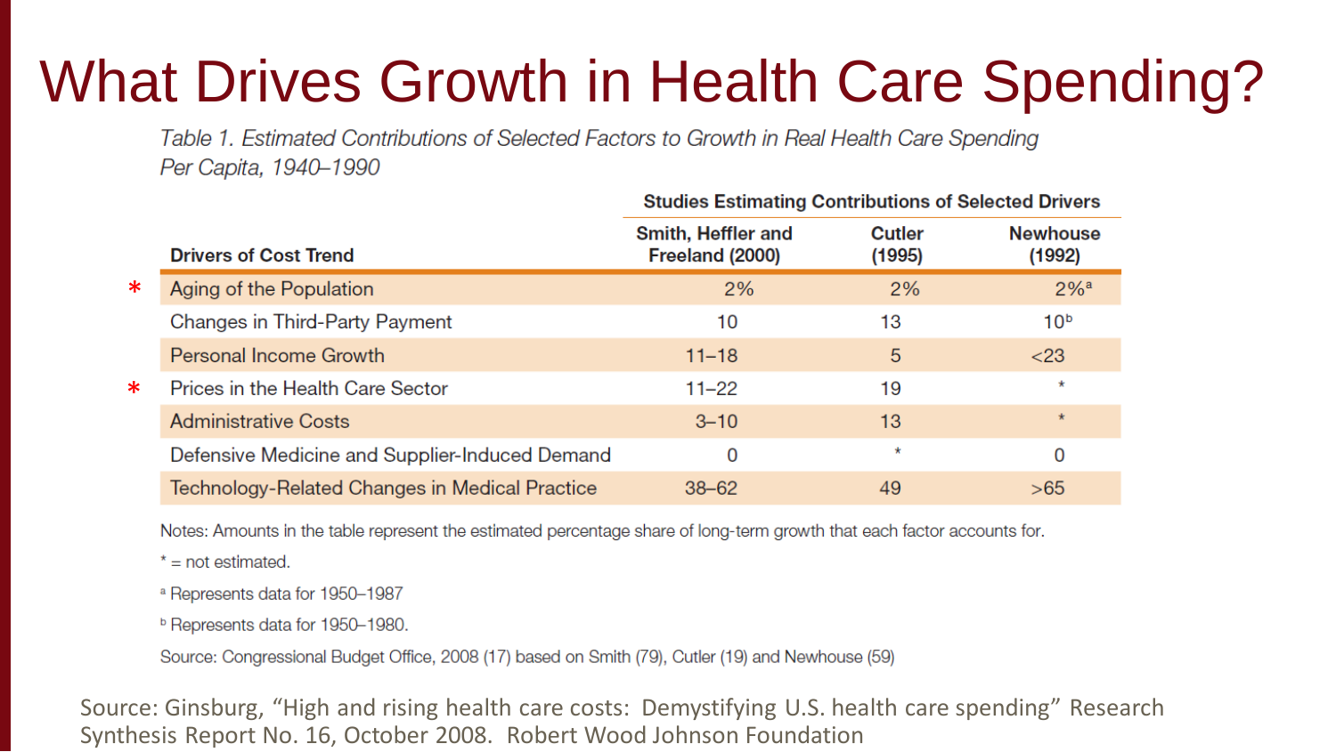# What Drives Growth in Health Care Spending?

*Table 1. Estimated Contributions of Selected Factors to Growth in Real Health Care Spending Per Capita, 1940–1990*

| Drivers of Cost Trend | Studies Estimating Contributions of Selected Drivers | | |
|---|---|---|---|
| | **Smith, Heffler and Freeland (2000)** | **Cutler (1995)** | **Newhouse (1992)** |
| * Aging of the Population | 2% | 2% | 2%[a] |
| Changes in Third-Party Payment | 10 | 13 | 10[b] |
| Personal Income Growth | 11–18 | 5 | <23 |
| * Prices in the Health Care Sector | 11–22 | 19 | * |
| Administrative Costs | 3–10 | 13 | * |
| Defensive Medicine and Supplier-Induced Demand | 0 | * | 0 |
| Technology-Related Changes in Medical Practice | 38–62 | 49 | >65 |

Notes: Amounts in the table represent the estimated percentage share of long-term growth that each factor accounts for.

* = not estimated.

[a] Represents data for 1950–1987

[b] Represents data for 1950–1980.

Source: Congressional Budget Office, 2008 (17) based on Smith (79), Cutler (19) and Newhouse (59)

Source: Ginsburg, "High and rising health care costs: Demystifying U.S. health care spending" Research Synthesis Report No. 16, October 2008. Robert Wood Johnson Foundation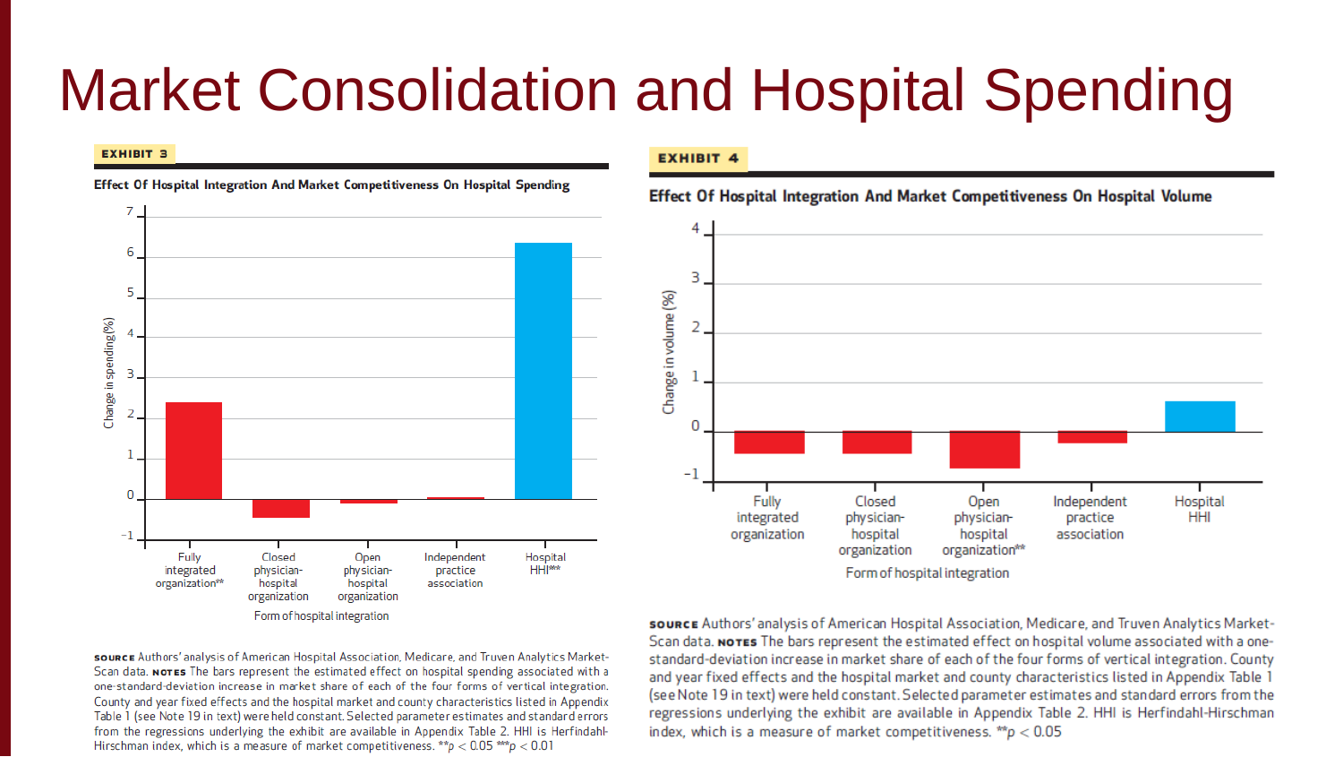# Market Consolidation and Hospital Spending

**EXHIBIT 3**

**Effect Of Hospital Integration And Market Competitiveness On Hospital Spending**

Change in spending (%)

Form of hospital integration: Fully integrated organization**; Closed physician-hospital organization; Open physician-hospital organization; Independent practice association; Hospital HHI***

**SOURCE** Authors' analysis of American Hospital Association, Medicare, and Truven Analytics Market-Scan data. **NOTES** The bars represent the estimated effect on hospital spending associated with a one-standard-deviation increase in market share of each of the four forms of vertical integration. County and year fixed effects and the hospital market and county characteristics listed in Appendix Table 1 (see Note 19 in text) were held constant. Selected parameter estimates and standard errors from the regressions underlying the exhibit are available in Appendix Table 2. HHI is Herfindahl-Hirschman index, which is a measure of market competitiveness. $^{**}p < 0.05$ $^{***}p < 0.01$

**EXHIBIT 4**

**Effect Of Hospital Integration And Market Competitiveness On Hospital Volume**

Change in volume (%)

Form of hospital integration: Fully integrated organization; Closed physician-hospital organization; Open physician-hospital organization**; Independent practice association; Hospital HHI

**SOURCE** Authors' analysis of American Hospital Association, Medicare, and Truven Analytics Market-Scan data. **NOTES** The bars represent the estimated effect on hospital volume associated with a one-standard-deviation increase in market share of each of the four forms of vertical integration. County and year fixed effects and the hospital market and county characteristics listed in Appendix Table 1 (see Note 19 in text) were held constant. Selected parameter estimates and standard errors from the regressions underlying the exhibit are available in Appendix Table 2. HHI is Herfindahl-Hirschman index, which is a measure of market competitiveness. $^{**}p < 0.05$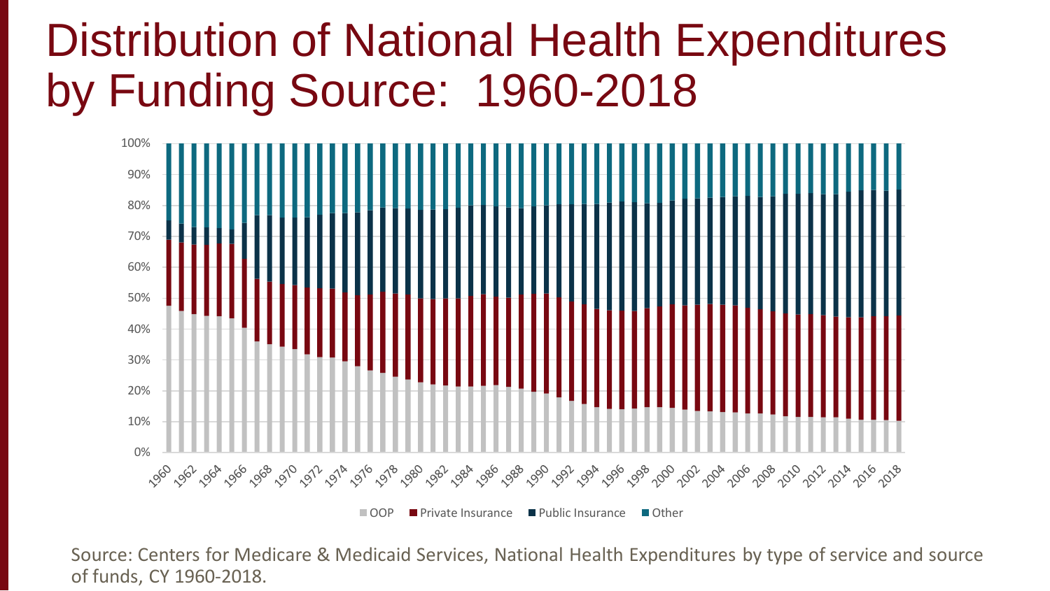# Distribution of National Health Expenditures by Funding Source: 1960-2018

Source: Centers for Medicare & Medicaid Services, National Health Expenditures by type of service and source of funds, CY 1960-2018.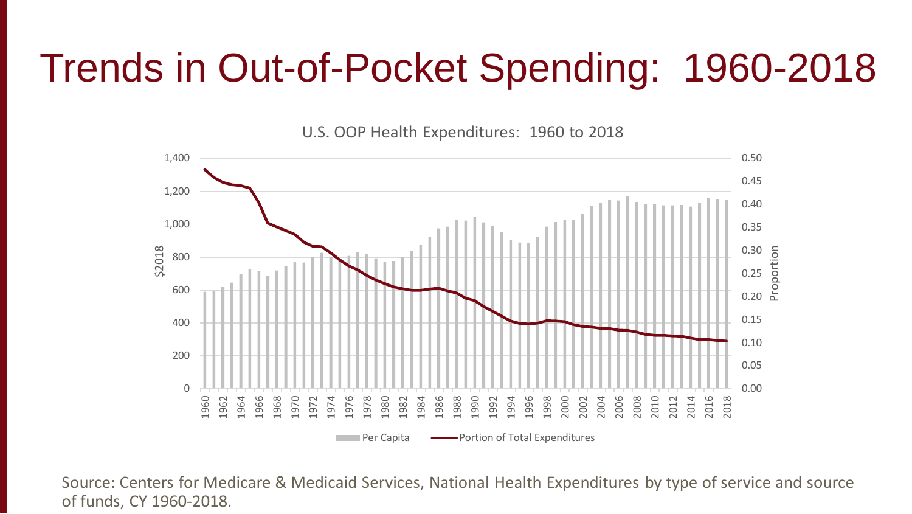# Trends in Out-of-Pocket Spending: 1960-2018

U.S. OOP Health Expenditures: 1960 to 2018

Source: Centers for Medicare & Medicaid Services, National Health Expenditures by type of service and source of funds, CY 1960-2018.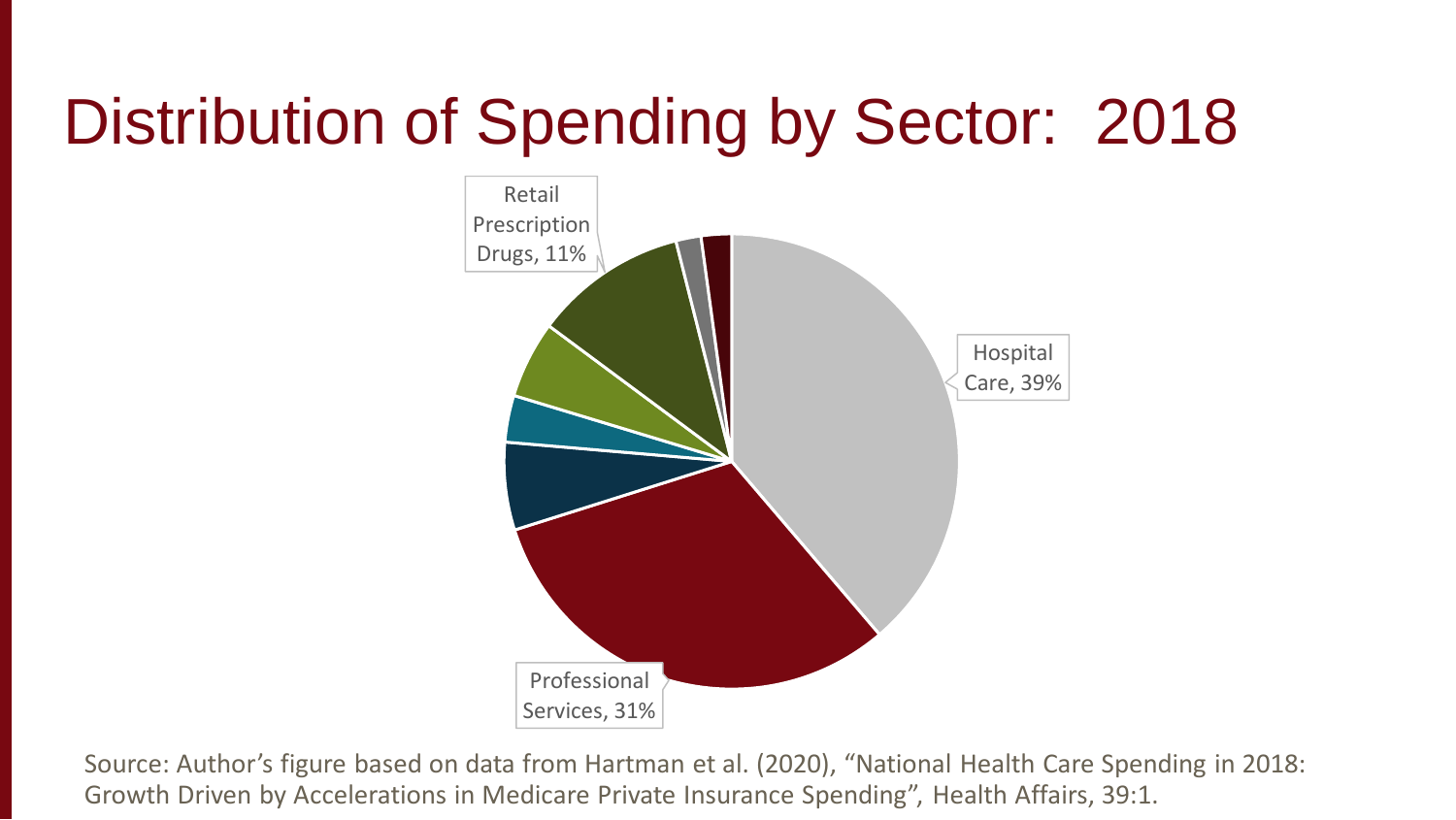# Distribution of Spending by Sector: 2018

Retail Prescription Drugs, 11%

Hospital Care, 39%

Professional Services, 31%

Source: Author's figure based on data from Hartman et al. (2020), "National Health Care Spending in 2018: Growth Driven by Accelerations in Medicare Private Insurance Spending", Health Affairs, 39:1.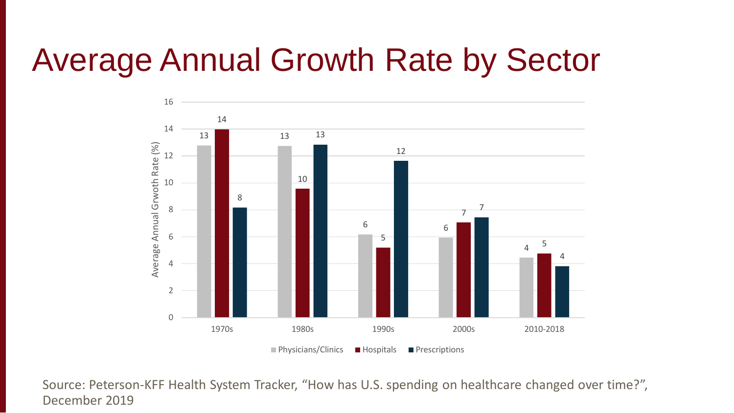# Average Annual Growth Rate by Sector

| | Physicians/Clinics | Hospitals | Prescriptions |
|---|---|---|---|
| 1970s | 13 | 14 | 8 |
| 1980s | 13 | 10 | 13 |
| 1990s | 6 | 5 | 12 |
| 2000s | 6 | 7 | 7 |
| 2010-2018 | 4 | 5 | 4 |

Average Annual Grwoth Rate (%)

Source: Peterson-KFF Health System Tracker, "How has U.S. spending on healthcare changed over time?", December 2019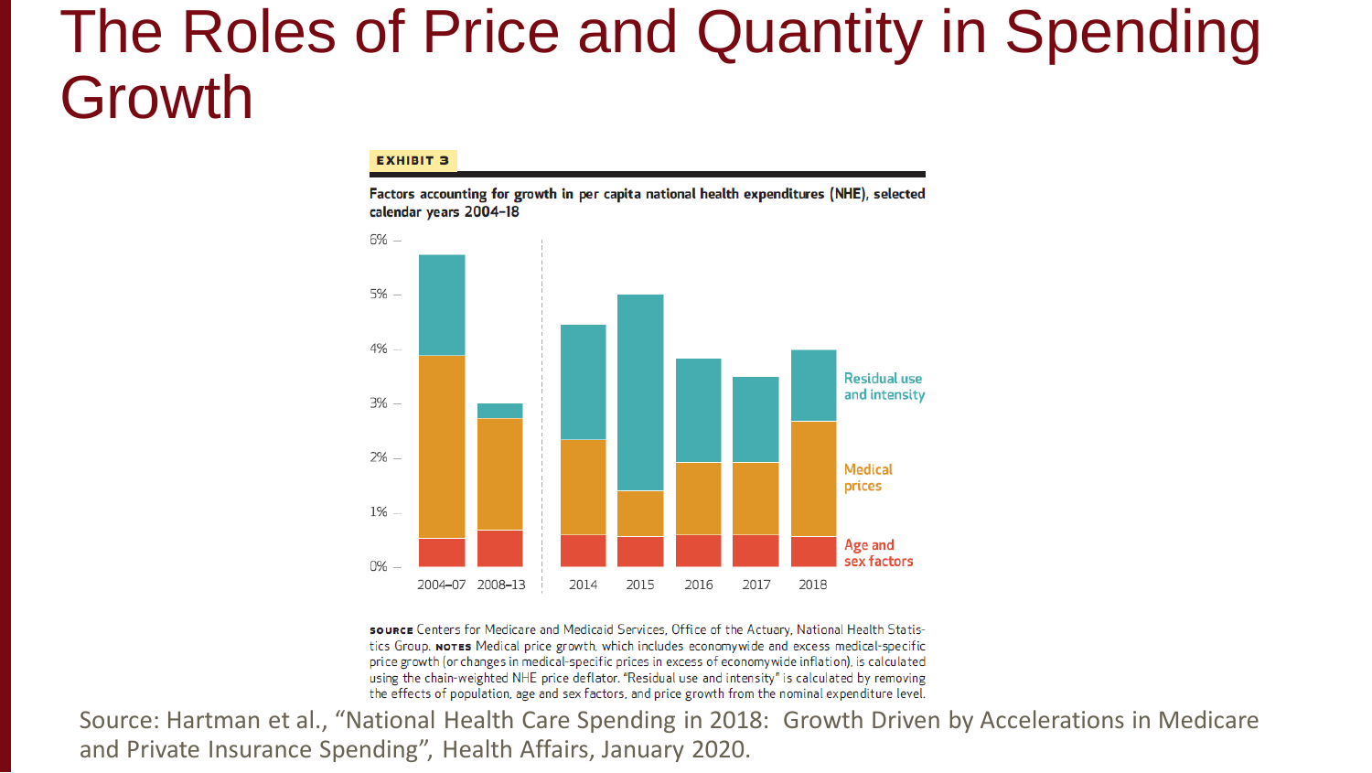# The Roles of Price and Quantity in Spending Growth

**EXHIBIT 3**

**Factors accounting for growth in per capita national health expenditures (NHE), selected calendar years 2004–18**

6%

5%

4%

3%

2%

1%

0%

2004–07 2008–13 2014 2015 2016 2017 2018

Residual use and intensity

Medical prices

Age and sex factors

**SOURCE** Centers for Medicare and Medicaid Services, Office of the Actuary, National Health Statistics Group. **NOTES** Medical price growth, which includes economywide and excess medical-specific price growth (or changes in medical-specific prices in excess of economywide inflation), is calculated using the chain-weighted NHE price deflator. "Residual use and intensity" is calculated by removing the effects of population, age and sex factors, and price growth from the nominal expenditure level.

Source: Hartman et al., "National Health Care Spending in 2018: Growth Driven by Accelerations in Medicare and Private Insurance Spending", Health Affairs, January 2020.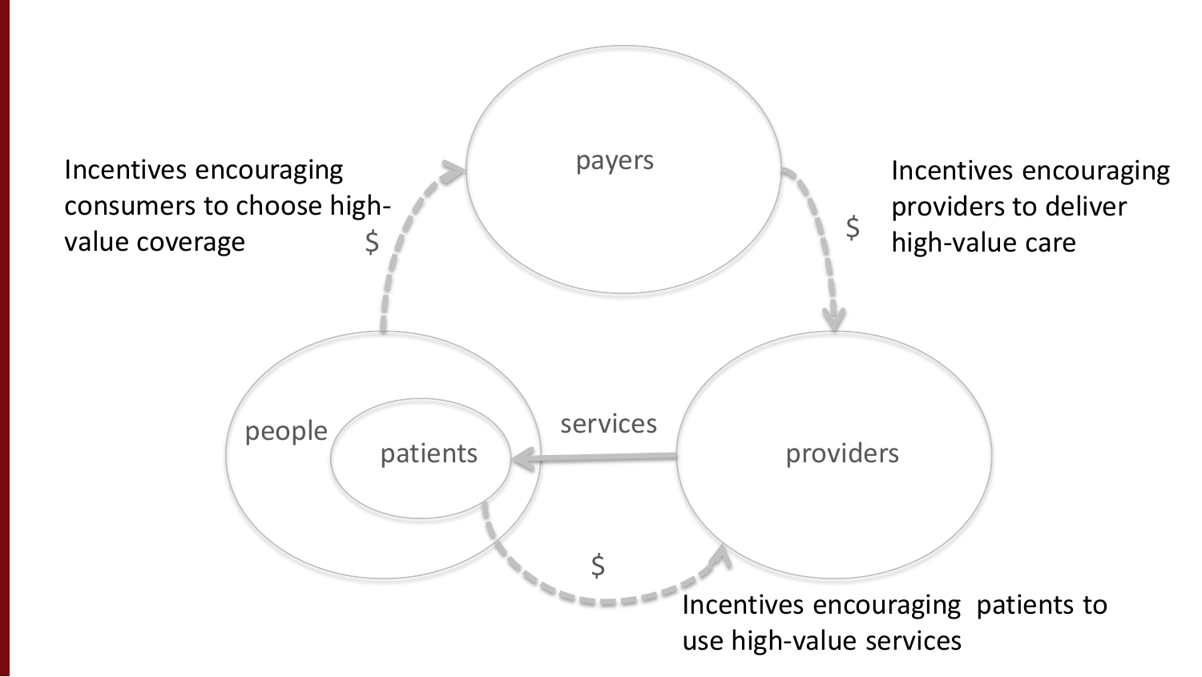Incentives encouraging consumers to choose high-value coverage

$

payers

$

Incentives encouraging providers to deliver high-value care

people

patients

services

providers

$

Incentives encouraging patients to use high-value services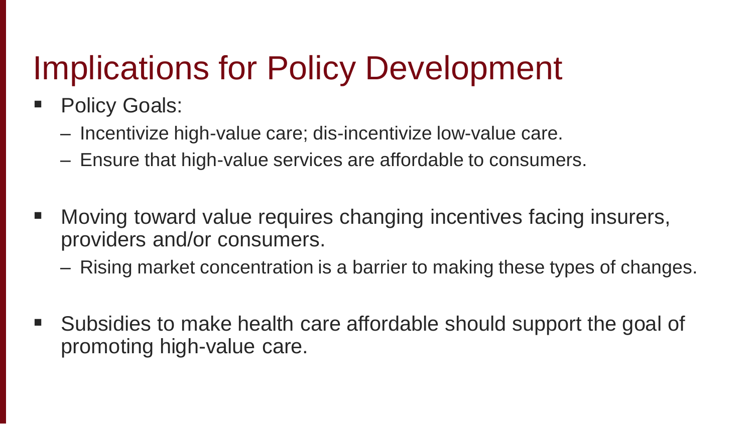# Implications for Policy Development

- Policy Goals:
  - Incentivize high-value care; dis-incentivize low-value care.
  - Ensure that high-value services are affordable to consumers.

- Moving toward value requires changing incentives facing insurers, providers and/or consumers.
  - Rising market concentration is a barrier to making these types of changes.

- Subsidies to make health care affordable should support the goal of promoting high-value care.